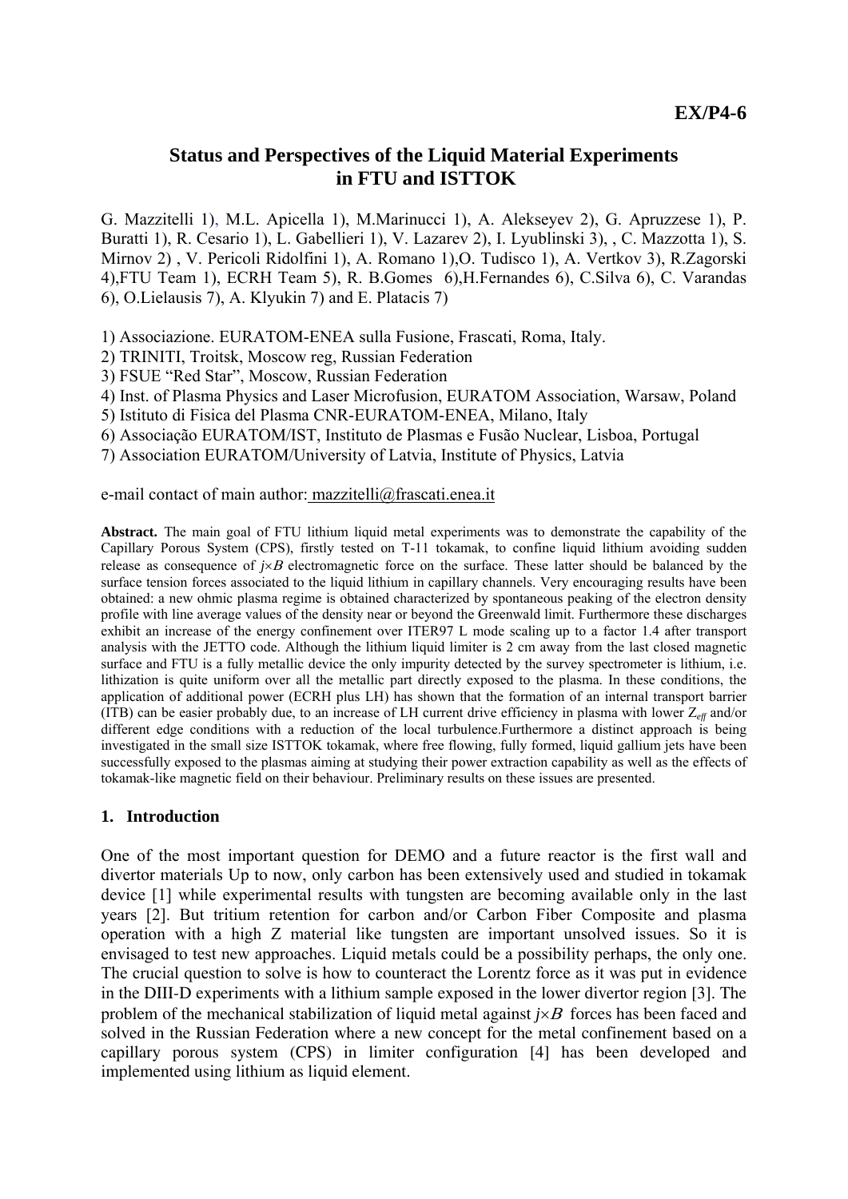**EX/P4-6**

# Status and Perspectives of the Liquid Material Experiments in FTU and ISTTOK

G. Mazzitelli 1), M.L. Apicella 1), M.Marinucci 1), A. Alekseyev 2), G. Apruzzese 1), P. Buratti 1), R. Cesario 1), L. Gabellieri 1), V. Lazarev 2), I. Lyublinski 3), , C. Mazzotta 1), S. Mirnov 2) , V. Pericoli Ridolfini 1), A. Romano 1),O. Tudisco 1), A. Vertkov 3), R.Zagorski 4),FTU Team 1), ECRH Team 5), R. B.Gomes 6),H.Fernandes 6), C.Silva 6), C. Varandas 6), O.Lielausis 7), A. Klyukin 7) and E. Platacis 7)

1) Associazione. EURATOM-ENEA sulla Fusione, Frascati, Roma, Italy.
2) TRINITI, Troitsk, Moscow reg, Russian Federation
3) FSUE "Red Star", Moscow, Russian Federation
4) Inst. of Plasma Physics and Laser Microfusion, EURATOM Association, Warsaw, Poland
5) Istituto di Fisica del Plasma CNR-EURATOM-ENEA, Milano, Italy
6) Associação EURATOM/IST, Instituto de Plasmas e Fusão Nuclear, Lisboa, Portugal
7) Association EURATOM/University of Latvia, Institute of Physics, Latvia

e-mail contact of main author: mazzitelli@frascati.enea.it

**Abstract.** The main goal of FTU lithium liquid metal experiments was to demonstrate the capability of the Capillary Porous System (CPS), firstly tested on T-11 tokamak, to confine liquid lithium avoiding sudden release as consequence of $j\times B$ electromagnetic force on the surface. These latter should be balanced by the surface tension forces associated to the liquid lithium in capillary channels. Very encouraging results have been obtained: a new ohmic plasma regime is obtained characterized by spontaneous peaking of the electron density profile with line average values of the density near or beyond the Greenwald limit. Furthermore these discharges exhibit an increase of the energy confinement over ITER97 L mode scaling up to a factor 1.4 after transport analysis with the JETTO code. Although the lithium liquid limiter is 2 cm away from the last closed magnetic surface and FTU is a fully metallic device the only impurity detected by the survey spectrometer is lithium, i.e. lithization is quite uniform over all the metallic part directly exposed to the plasma. In these conditions, the application of additional power (ECRH plus LH) has shown that the formation of an internal transport barrier (ITB) can be easier probably due, to an increase of LH current drive efficiency in plasma with lower $Z_{eff}$ and/or different edge conditions with a reduction of the local turbulence.Furthermore a distinct approach is being investigated in the small size ISTTOK tokamak, where free flowing, fully formed, liquid gallium jets have been successfully exposed to the plasmas aiming at studying their power extraction capability as well as the effects of tokamak-like magnetic field on their behaviour. Preliminary results on these issues are presented.

## 1. Introduction

One of the most important question for DEMO and a future reactor is the first wall and divertor materials Up to now, only carbon has been extensively used and studied in tokamak device [1] while experimental results with tungsten are becoming available only in the last years [2]. But tritium retention for carbon and/or Carbon Fiber Composite and plasma operation with a high Z material like tungsten are important unsolved issues. So it is envisaged to test new approaches. Liquid metals could be a possibility perhaps, the only one. The crucial question to solve is how to counteract the Lorentz force as it was put in evidence in the DIII-D experiments with a lithium sample exposed in the lower divertor region [3]. The problem of the mechanical stabilization of liquid metal against $j\times B$ forces has been faced and solved in the Russian Federation where a new concept for the metal confinement based on a capillary porous system (CPS) in limiter configuration [4] has been developed and implemented using lithium as liquid element.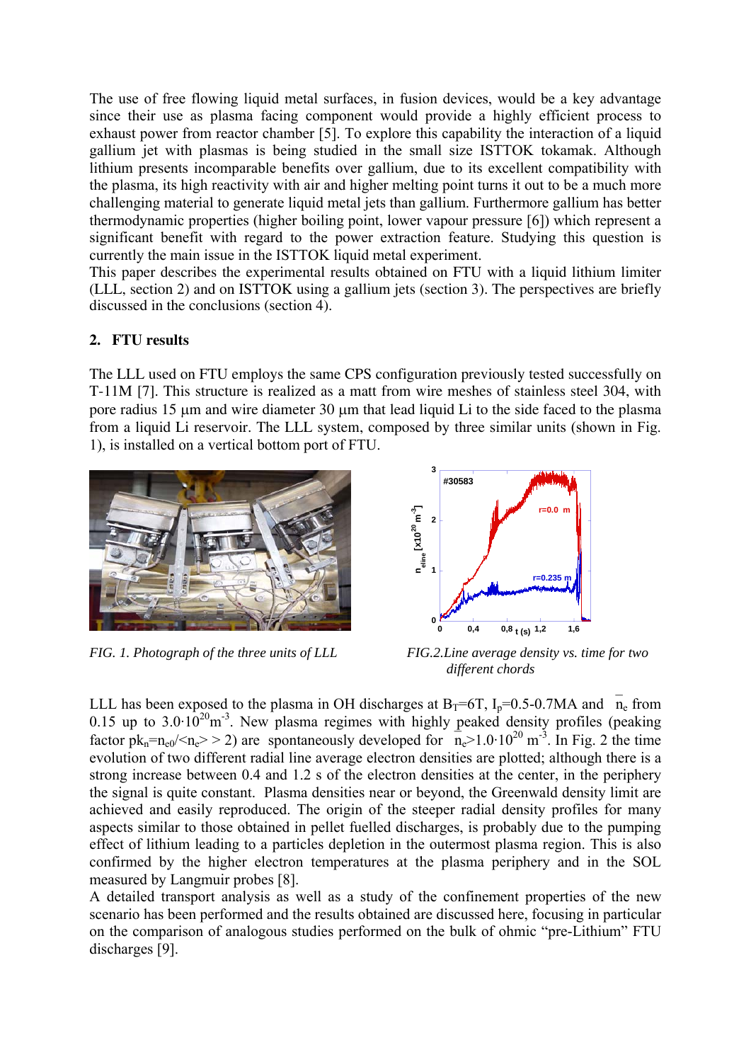The use of free flowing liquid metal surfaces, in fusion devices, would be a key advantage since their use as plasma facing component would provide a highly efficient process to exhaust power from reactor chamber [5]. To explore this capability the interaction of a liquid gallium jet with plasmas is being studied in the small size ISTTOK tokamak. Although lithium presents incomparable benefits over gallium, due to its excellent compatibility with the plasma, its high reactivity with air and higher melting point turns it out to be a much more challenging material to generate liquid metal jets than gallium. Furthermore gallium has better thermodynamic properties (higher boiling point, lower vapour pressure [6]) which represent a significant benefit with regard to the power extraction feature. Studying this question is currently the main issue in the ISTTOK liquid metal experiment.

This paper describes the experimental results obtained on FTU with a liquid lithium limiter (LLL, section 2) and on ISTTOK using a gallium jets (section 3). The perspectives are briefly discussed in the conclusions (section 4).

## 2. FTU results

The LLL used on FTU employs the same CPS configuration previously tested successfully on T-11M [7]. This structure is realized as a matt from wire meshes of stainless steel 304, with pore radius 15 μm and wire diameter 30 μm that lead liquid Li to the side faced to the plasma from a liquid Li reservoir. The LLL system, composed by three similar units (shown in Fig. 1), is installed on a vertical bottom port of FTU.

*FIG. 1. Photograph of the three units of LLL*

*FIG.2. Line average density vs. time for two different chords*

LLL has been exposed to the plasma in OH discharges at $B_T$=6T, $I_p$=0.5-0.7MA and $\bar{n}_e$ from 0.15 up to $3.0 \cdot 10^{20}$m$^{-3}$. New plasma regimes with highly peaked density profiles (peaking factor $pk_n = n_{e0}/\langle n_e \rangle > 2$) are spontaneously developed for $\bar{n}_e > 1.0 \cdot 10^{20}$ m$^{-3}$. In Fig. 2 the time evolution of two different radial line average electron densities are plotted; although there is a strong increase between 0.4 and 1.2 s of the electron densities at the center, in the periphery the signal is quite constant. Plasma densities near or beyond, the Greenwald density limit are achieved and easily reproduced. The origin of the steeper radial density profiles for many aspects similar to those obtained in pellet fuelled discharges, is probably due to the pumping effect of lithium leading to a particles depletion in the outermost plasma region. This is also confirmed by the higher electron temperatures at the plasma periphery and in the SOL measured by Langmuir probes [8].

A detailed transport analysis as well as a study of the confinement properties of the new scenario has been performed and the results obtained are discussed here, focusing in particular on the comparison of analogous studies performed on the bulk of ohmic "pre-Lithium" FTU discharges [9].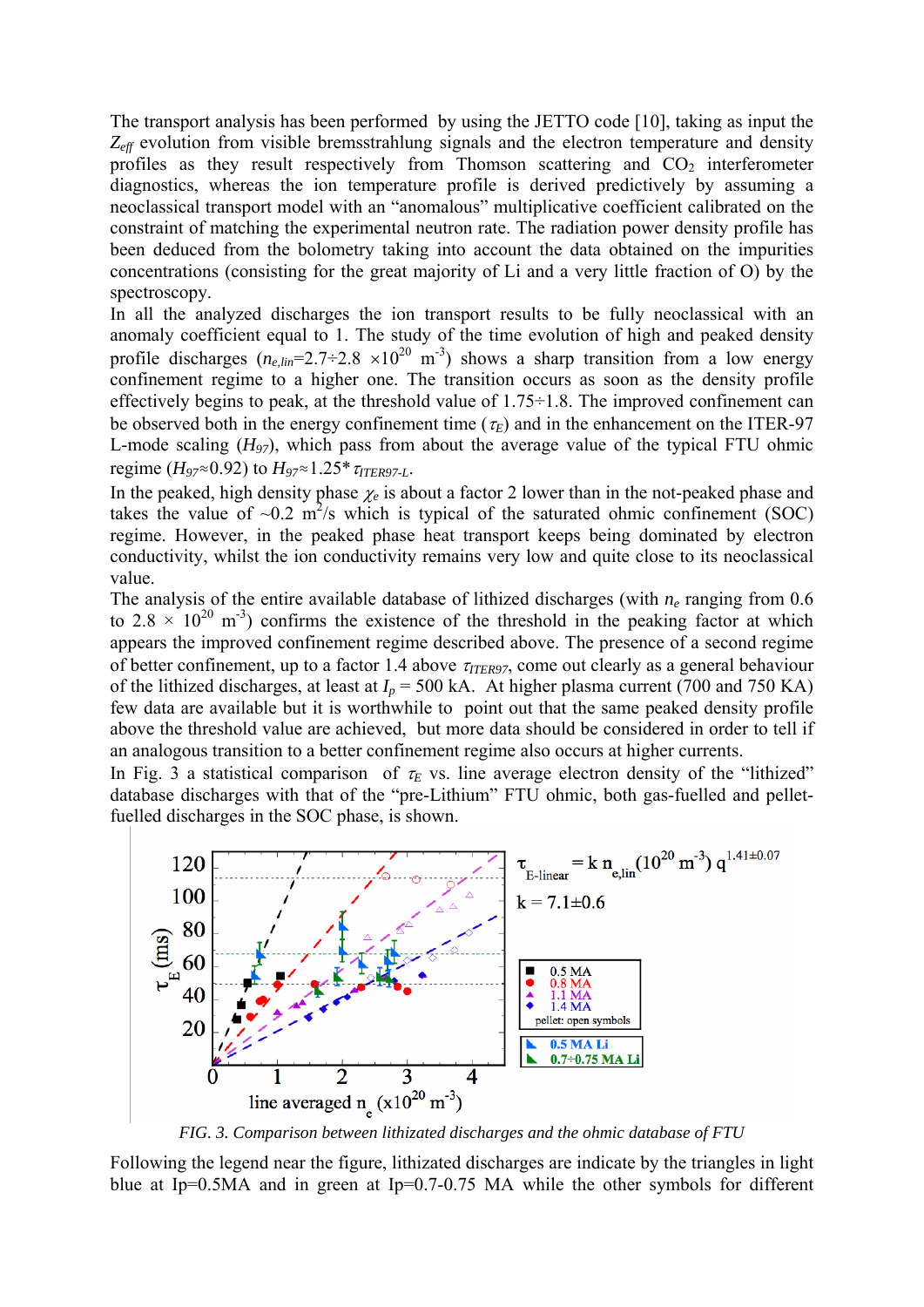The transport analysis has been performed by using the JETTO code [10], taking as input the $Z_{eff}$ evolution from visible bremsstrahlung signals and the electron temperature and density profiles as they result respectively from Thomson scattering and $CO_2$ interferometer diagnostics, whereas the ion temperature profile is derived predictively by assuming a neoclassical transport model with an "anomalous" multiplicative coefficient calibrated on the constraint of matching the experimental neutron rate. The radiation power density profile has been deduced from the bolometry taking into account the data obtained on the impurities concentrations (consisting for the great majority of Li and a very little fraction of O) by the spectroscopy.

In all the analyzed discharges the ion transport results to be fully neoclassical with an anomaly coefficient equal to 1. The study of the time evolution of high and peaked density profile discharges ($n_{e,lin}$=2.7÷2.8 $\times 10^{20}$ m$^{-3}$) shows a sharp transition from a low energy confinement regime to a higher one. The transition occurs as soon as the density profile effectively begins to peak, at the threshold value of 1.75÷1.8. The improved confinement can be observed both in the energy confinement time ($\tau_E$) and in the enhancement on the ITER-97 L-mode scaling ($H_{97}$), which pass from about the average value of the typical FTU ohmic regime ($H_{97}$≈0.92) to $H_{97}$≈1.25* $\tau_{ITER97\text{-}L}$.

In the peaked, high density phase $\chi_e$ is about a factor 2 lower than in the not-peaked phase and takes the value of ~0.2 m$^2$/s which is typical of the saturated ohmic confinement (SOC) regime. However, in the peaked phase heat transport keeps being dominated by electron conductivity, whilst the ion conductivity remains very low and quite close to its neoclassical value.

The analysis of the entire available database of lithized discharges (with $n_e$ ranging from 0.6 to 2.8 × $10^{20}$ m$^{-3}$) confirms the existence of the threshold in the peaking factor at which appears the improved confinement regime described above. The presence of a second regime of better confinement, up to a factor 1.4 above $\tau_{ITER97}$, come out clearly as a general behaviour of the lithized discharges, at least at $I_p$ = 500 kA. At higher plasma current (700 and 750 KA) few data are available but it is worthwhile to point out that the same peaked density profile above the threshold value are achieved, but more data should be considered in order to tell if an analogous transition to a better confinement regime also occurs at higher currents.

In Fig. 3 a statistical comparison of $\tau_E$ vs. line average electron density of the "lithized" database discharges with that of the "pre-Lithium" FTU ohmic, both gas-fuelled and pellet-fuelled discharges in the SOC phase, is shown.

*FIG. 3. Comparison between lithizated discharges and the ohmic database of FTU*

Following the legend near the figure, lithizated discharges are indicate by the triangles in light blue at Ip=0.5MA and in green at Ip=0.7-0.75 MA while the other symbols for different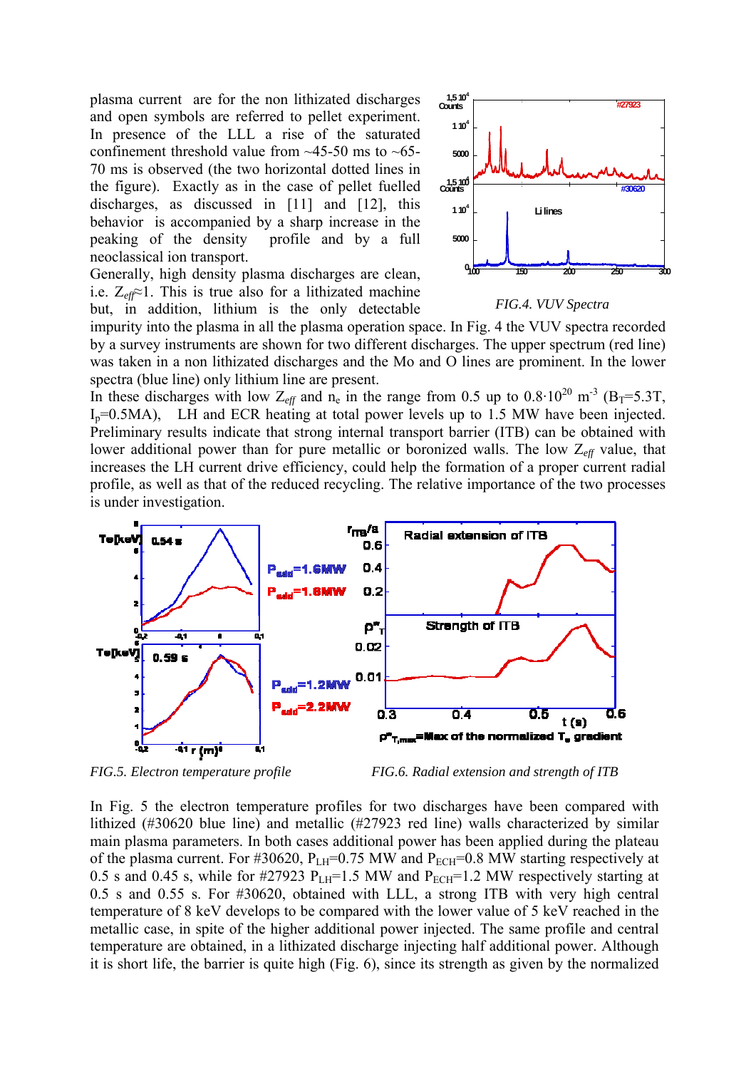plasma current are for the non lithizated discharges and open symbols are referred to pellet experiment. In presence of the LLL a rise of the saturated confinement threshold value from ~45-50 ms to ~65-70 ms is observed (the two horizontal dotted lines in the figure). Exactly as in the case of pellet fuelled discharges, as discussed in [11] and [12], this behavior is accompanied by a sharp increase in the peaking of the density profile and by a full neoclassical ion transport.

Generally, high density plasma discharges are clean, i.e. $Z_{eff}\approx1$. This is true also for a lithizated machine but, in addition, lithium is the only detectable impurity into the plasma in all the plasma operation space. In Fig. 4 the VUV spectra recorded by a survey instruments are shown for two different discharges. The upper spectrum (red line) was taken in a non lithizated discharges and the Mo and O lines are prominent. In the lower spectra (blue line) only lithium line are present.

*FIG.4. VUV Spectra*

In these discharges with low $Z_{eff}$ and $n_e$ in the range from 0.5 up to $0.8\cdot10^{20}$ $m^{-3}$ ($B_T$=5.3T, $I_p$=0.5MA), LH and ECR heating at total power levels up to 1.5 MW have been injected. Preliminary results indicate that strong internal transport barrier (ITB) can be obtained with lower additional power than for pure metallic or boronized walls. The low $Z_{eff}$ value, that increases the LH current drive efficiency, could help the formation of a proper current radial profile, as well as that of the reduced recycling. The relative importance of the two processes is under investigation.

*FIG.5. Electron temperature profile*

*FIG.6. Radial extension and strength of ITB*

In Fig. 5 the electron temperature profiles for two discharges have been compared with lithized (#30620 blue line) and metallic (#27923 red line) walls characterized by similar main plasma parameters. In both cases additional power has been applied during the plateau of the plasma current. For #30620, $P_{LH}$=0.75 MW and $P_{ECH}$=0.8 MW starting respectively at 0.5 s and 0.45 s, while for #27923 $P_{LH}$=1.5 MW and $P_{ECH}$=1.2 MW respectively starting at 0.5 s and 0.55 s. For #30620, obtained with LLL, a strong ITB with very high central temperature of 8 keV develops to be compared with the lower value of 5 keV reached in the metallic case, in spite of the higher additional power injected. The same profile and central temperature are obtained, in a lithizated discharge injecting half additional power. Although it is short life, the barrier is quite high (Fig. 6), since its strength as given by the normalized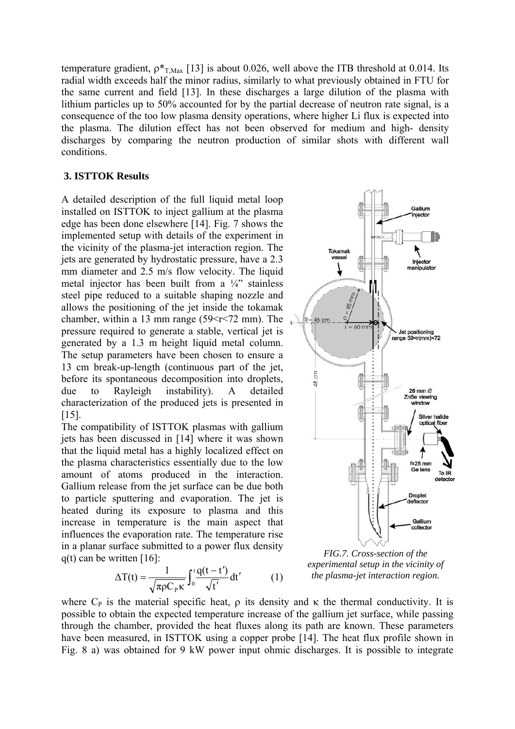temperature gradient, $\rho^*_{T,Max}$ [13] is about 0.026, well above the ITB threshold at 0.014. Its radial width exceeds half the minor radius, similarly to what previously obtained in FTU for the same current and field [13]. In these discharges a large dilution of the plasma with lithium particles up to 50% accounted for by the partial decrease of neutron rate signal, is a consequence of the too low plasma density operations, where higher Li flux is expected into the plasma. The dilution effect has not been observed for medium and high- density discharges by comparing the neutron production of similar shots with different wall conditions.

## 3. ISTTOK Results

A detailed description of the full liquid metal loop installed on ISTTOK to inject gallium at the plasma edge has been done elsewhere [14]. Fig. 7 shows the implemented setup with details of the experiment in the vicinity of the plasma-jet interaction region. The jets are generated by hydrostatic pressure, have a 2.3 mm diameter and 2.5 m/s flow velocity. The liquid metal injector has been built from a ¼" stainless steel pipe reduced to a suitable shaping nozzle and allows the positioning of the jet inside the tokamak chamber, within a 13 mm range (59<r<72 mm). The pressure required to generate a stable, vertical jet is generated by a 1.3 m height liquid metal column. The setup parameters have been chosen to ensure a 13 cm break-up-length (continuous part of the jet, before its spontaneous decomposition into droplets, due to Rayleigh instability). A detailed characterization of the produced jets is presented in [15].

The compatibility of ISTTOK plasmas with gallium jets has been discussed in [14] where it was shown that the liquid metal has a highly localized effect on the plasma characteristics essentially due to the low amount of atoms produced in the interaction. Gallium release from the jet surface can be due both to particle sputtering and evaporation. The jet is heated during its exposure to plasma and this increase in temperature is the main aspect that influences the evaporation rate. The temperature rise in a planar surface submitted to a power flux density q(t) can be written [16]:

$$\Delta T(t) = \frac{1}{\sqrt{\pi \rho C_P \kappa}} \int_0^t \frac{q(t-t')}{\sqrt{t'}} dt' \qquad (1)$$

*FIG.7. Cross-section of the experimental setup in the vicinity of the plasma-jet interaction region.*

where $C_P$ is the material specific heat, $\rho$ its density and $\kappa$ the thermal conductivity. It is possible to obtain the expected temperature increase of the gallium jet surface, while passing through the chamber, provided the heat fluxes along its path are known. These parameters have been measured, in ISTTOK using a copper probe [14]. The heat flux profile shown in Fig. 8 a) was obtained for 9 kW power input ohmic discharges. It is possible to integrate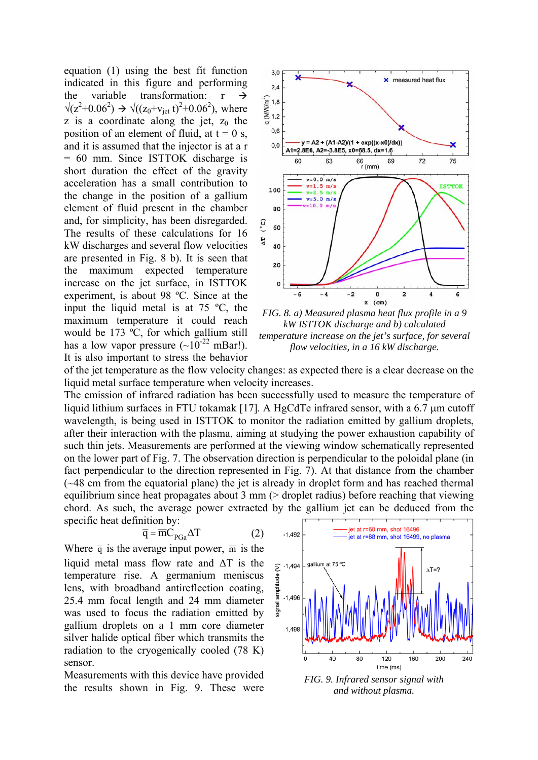equation (1) using the best fit function indicated in this figure and performing the variable transformation: $r \rightarrow \sqrt{(z^2+0.06^2)} \rightarrow \sqrt{((z_0+v_{jet}\,t)^2+0.06^2)}$, where z is a coordinate along the jet, $z_0$ the position of an element of fluid, at t = 0 s, and it is assumed that the injector is at a r = 60 mm. Since ISTTOK discharge is short duration the effect of the gravity acceleration has a small contribution to the change in the position of a gallium element of fluid present in the chamber and, for simplicity, has been disregarded. The results of these calculations for 16 kW discharges and several flow velocities are presented in Fig. 8 b). It is seen that the maximum expected temperature increase on the jet surface, in ISTTOK experiment, is about 98 ºC. Since at the input the liquid metal is at 75 ºC, the maximum temperature it could reach would be 173 ºC, for which gallium still has a low vapor pressure (~$10^{-22}$ mBar!). It is also important to stress the behavior of the jet temperature as the flow velocity changes: as expected there is a clear decrease on the liquid metal surface temperature when velocity increases.

*FIG. 8. a) Measured plasma heat flux profile in a 9 kW ISTTOK discharge and b) calculated temperature increase on the jet's surface, for several flow velocities, in a 16 kW discharge.*

The emission of infrared radiation has been successfully used to measure the temperature of liquid lithium surfaces in FTU tokamak [17]. A HgCdTe infrared sensor, with a 6.7 µm cutoff wavelength, is being used in ISTTOK to monitor the radiation emitted by gallium droplets, after their interaction with the plasma, aiming at studying the power exhaustion capability of such thin jets. Measurements are performed at the viewing window schematically represented on the lower part of Fig. 7. The observation direction is perpendicular to the poloidal plane (in fact perpendicular to the direction represented in Fig. 7). At that distance from the chamber (~48 cm from the equatorial plane) the jet is already in droplet form and has reached thermal equilibrium since heat propagates about 3 mm (> droplet radius) before reaching that viewing chord. As such, the average power extracted by the gallium jet can be deduced from the specific heat definition by:

$$\overline{q} = \overline{m} C_{PGa} \Delta T \qquad (2)$$

Where $\overline{q}$ is the average input power, $\overline{m}$ is the liquid metal mass flow rate and $\Delta T$ is the temperature rise. A germanium meniscus lens, with broadband antireflection coating, 25.4 mm focal length and 24 mm diameter was used to focus the radiation emitted by gallium droplets on a 1 mm core diameter silver halide optical fiber which transmits the radiation to the cryogenically cooled (78 K) sensor.

Measurements with this device have provided the results shown in Fig. 9. These were

*FIG. 9. Infrared sensor signal with and without plasma.*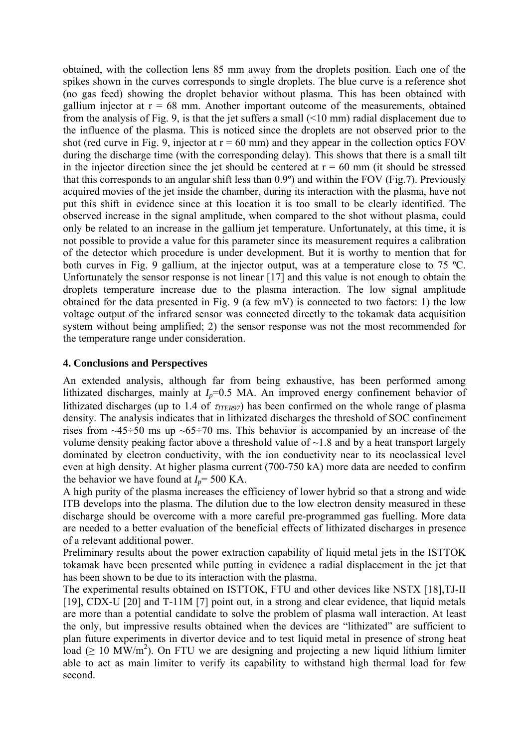obtained, with the collection lens 85 mm away from the droplets position. Each one of the spikes shown in the curves corresponds to single droplets. The blue curve is a reference shot (no gas feed) showing the droplet behavior without plasma. This has been obtained with gallium injector at r = 68 mm. Another important outcome of the measurements, obtained from the analysis of Fig. 9, is that the jet suffers a small (<10 mm) radial displacement due to the influence of the plasma. This is noticed since the droplets are not observed prior to the shot (red curve in Fig. 9, injector at r = 60 mm) and they appear in the collection optics FOV during the discharge time (with the corresponding delay). This shows that there is a small tilt in the injector direction since the jet should be centered at r = 60 mm (it should be stressed that this corresponds to an angular shift less than 0.9º) and within the FOV (Fig.7). Previously acquired movies of the jet inside the chamber, during its interaction with the plasma, have not put this shift in evidence since at this location it is too small to be clearly identified. The observed increase in the signal amplitude, when compared to the shot without plasma, could only be related to an increase in the gallium jet temperature. Unfortunately, at this time, it is not possible to provide a value for this parameter since its measurement requires a calibration of the detector which procedure is under development. But it is worthy to mention that for both curves in Fig. 9 gallium, at the injector output, was at a temperature close to 75 ºC. Unfortunately the sensor response is not linear [17] and this value is not enough to obtain the droplets temperature increase due to the plasma interaction. The low signal amplitude obtained for the data presented in Fig. 9 (a few mV) is connected to two factors: 1) the low voltage output of the infrared sensor was connected directly to the tokamak data acquisition system without being amplified; 2) the sensor response was not the most recommended for the temperature range under consideration.

## 4. Conclusions and Perspectives

An extended analysis, although far from being exhaustive, has been performed among lithizated discharges, mainly at $I_p$=0.5 MA. An improved energy confinement behavior of lithizated discharges (up to 1.4 of $\tau_{ITER97}$) has been confirmed on the whole range of plasma density. The analysis indicates that in lithizated discharges the threshold of SOC confinement rises from ~45÷50 ms up ~65÷70 ms. This behavior is accompanied by an increase of the volume density peaking factor above a threshold value of ~1.8 and by a heat transport largely dominated by electron conductivity, with the ion conductivity near to its neoclassical level even at high density. At higher plasma current (700-750 kA) more data are needed to confirm the behavior we have found at $I_p$= 500 KA.

A high purity of the plasma increases the efficiency of lower hybrid so that a strong and wide ITB develops into the plasma. The dilution due to the low electron density measured in these discharge should be overcome with a more careful pre-programmed gas fuelling. More data are needed to a better evaluation of the beneficial effects of lithizated discharges in presence of a relevant additional power.

Preliminary results about the power extraction capability of liquid metal jets in the ISTTOK tokamak have been presented while putting in evidence a radial displacement in the jet that has been shown to be due to its interaction with the plasma.

The experimental results obtained on ISTTOK, FTU and other devices like NSTX [18],TJ-II [19], CDX-U [20] and T-11M [7] point out, in a strong and clear evidence, that liquid metals are more than a potential candidate to solve the problem of plasma wall interaction. At least the only, but impressive results obtained when the devices are "lithizated" are sufficient to plan future experiments in divertor device and to test liquid metal in presence of strong heat load ($\geq$ 10 MW/m$^2$). On FTU we are designing and projecting a new liquid lithium limiter able to act as main limiter to verify its capability to withstand high thermal load for few second.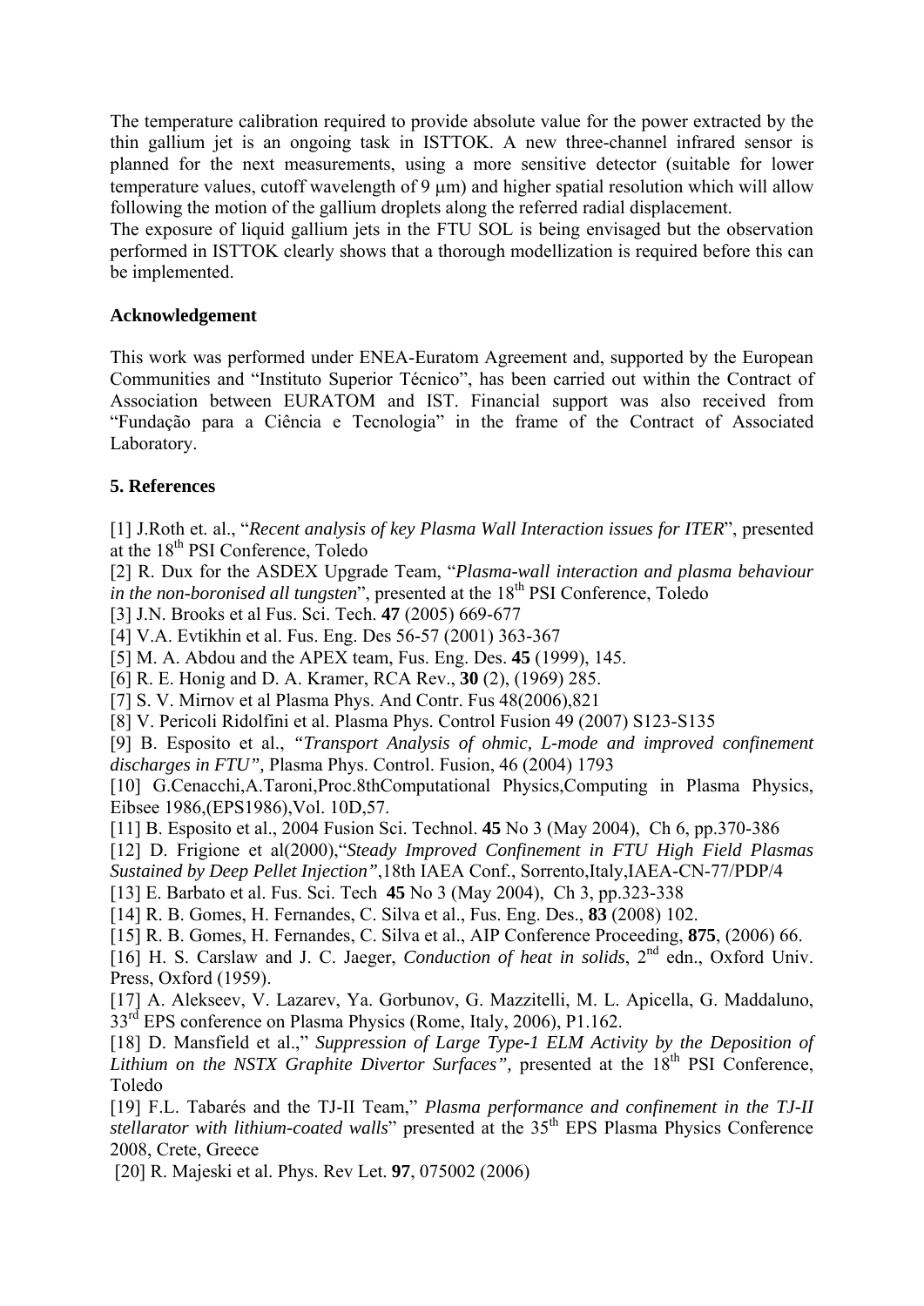The temperature calibration required to provide absolute value for the power extracted by the thin gallium jet is an ongoing task in ISTTOK. A new three-channel infrared sensor is planned for the next measurements, using a more sensitive detector (suitable for lower temperature values, cutoff wavelength of 9 μm) and higher spatial resolution which will allow following the motion of the gallium droplets along the referred radial displacement.

The exposure of liquid gallium jets in the FTU SOL is being envisaged but the observation performed in ISTTOK clearly shows that a thorough modellization is required before this can be implemented.

**Acknowledgement**

This work was performed under ENEA-Euratom Agreement and, supported by the European Communities and "Instituto Superior Técnico", has been carried out within the Contract of Association between EURATOM and IST. Financial support was also received from "Fundação para a Ciência e Tecnologia" in the frame of the Contract of Associated Laboratory.

## 5. References

[1] J.Roth et. al., "*Recent analysis of key Plasma Wall Interaction issues for ITER*", presented at the 18th PSI Conference, Toledo

[2] R. Dux for the ASDEX Upgrade Team, "*Plasma-wall interaction and plasma behaviour in the non-boronised all tungsten*", presented at the 18th PSI Conference, Toledo

[3] J.N. Brooks et al Fus. Sci. Tech. **47** (2005) 669-677

[4] V.A. Evtikhin et al. Fus. Eng. Des 56-57 (2001) 363-367

[5] M. A. Abdou and the APEX team, Fus. Eng. Des. **45** (1999), 145.

[6] R. E. Honig and D. A. Kramer, RCA Rev., **30** (2), (1969) 285.

[7] S. V. Mirnov et al Plasma Phys. And Contr. Fus 48(2006),821

[8] V. Pericoli Ridolfini et al. Plasma Phys. Control Fusion 49 (2007) S123-S135

[9] B. Esposito et al., *"Transport Analysis of ohmic, L-mode and improved confinement discharges in FTU",* Plasma Phys. Control. Fusion, 46 (2004) 1793

[10] G.Cenacchi,A.Taroni,Proc.8thComputational Physics,Computing in Plasma Physics, Eibsee 1986,(EPS1986),Vol. 10D,57.

[11] B. Esposito et al., 2004 Fusion Sci. Technol. **45** No 3 (May 2004), Ch 6, pp.370-386

[12] D. Frigione et al(2000),"*Steady Improved Confinement in FTU High Field Plasmas Sustained by Deep Pellet Injection"*,18th IAEA Conf., Sorrento,Italy,IAEA-CN-77/PDP/4

[13] E. Barbato et al. Fus. Sci. Tech **45** No 3 (May 2004), Ch 3, pp.323-338

[14] R. B. Gomes, H. Fernandes, C. Silva et al., Fus. Eng. Des., **83** (2008) 102.

[15] R. B. Gomes, H. Fernandes, C. Silva et al., AIP Conference Proceeding, **875**, (2006) 66.

[16] H. S. Carslaw and J. C. Jaeger, *Conduction of heat in solids*, 2nd edn., Oxford Univ. Press, Oxford (1959).

[17] A. Alekseev, V. Lazarev, Ya. Gorbunov, G. Mazzitelli, M. L. Apicella, G. Maddaluno, 33rd EPS conference on Plasma Physics (Rome, Italy, 2006), P1.162.

[18] D. Mansfield et al.," *Suppression of Large Type-1 ELM Activity by the Deposition of Lithium on the NSTX Graphite Divertor Surfaces",* presented at the 18th PSI Conference, Toledo

[19] F.L. Tabarés and the TJ-II Team," *Plasma performance and confinement in the TJ-II stellarator with lithium-coated walls*" presented at the 35th EPS Plasma Physics Conference 2008, Crete, Greece

[20] R. Majeski et al. Phys. Rev Let. **97**, 075002 (2006)